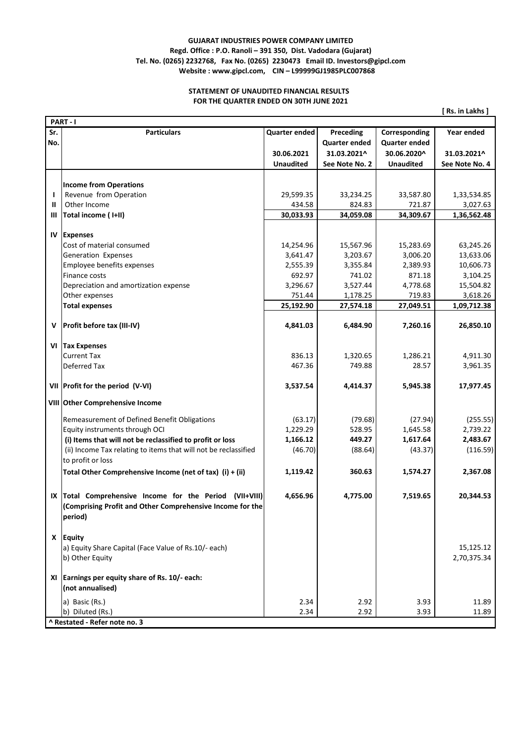**GUJARAT INDUSTRIES POWER COMPANY LIMITED**
**Regd. Office : P.O. Ranoli – 391 350, Dist. Vadodara (Gujarat)**
**Tel. No. (0265) 2232768, Fax No. (0265) 2230473 Email ID. Investors@gipcl.com**
**Website : www.gipcl.com, CIN – L99999GJ1985PLC007868**

**STATEMENT OF UNAUDITED FINANCIAL RESULTS**
**FOR THE QUARTER ENDED ON 30TH JUNE 2021**

[ Rs. in Lakhs ]

| PART - I | | | | | |
|---|---|---|---|---|---|
| **Sr. No.** | **Particulars** | **Quarter ended 30.06.2021 Unaudited** | **Preceding Quarter ended 31.03.2021^ See Note No. 2** | **Corresponding Quarter ended 30.06.2020^ Unaudited** | **Year ended 31.03.2021^ See Note No. 4** |
| | **Income from Operations** | | | | |
| I | Revenue from Operation | 29,599.35 | 33,234.25 | 33,587.80 | 1,33,534.85 |
| II | Other Income | 434.58 | 824.83 | 721.87 | 3,027.63 |
| III | **Total income ( I+II)** | **30,033.93** | **34,059.08** | **34,309.67** | **1,36,562.48** |
| IV | **Expenses** | | | | |
| | Cost of material consumed | 14,254.96 | 15,567.96 | 15,283.69 | 63,245.26 |
| | Generation Expenses | 3,641.47 | 3,203.67 | 3,006.20 | 13,633.06 |
| | Employee benefits expenses | 2,555.39 | 3,355.84 | 2,389.93 | 10,606.73 |
| | Finance costs | 692.97 | 741.02 | 871.18 | 3,104.25 |
| | Depreciation and amortization expense | 3,296.67 | 3,527.44 | 4,778.68 | 15,504.82 |
| | Other expenses | 751.44 | 1,178.25 | 719.83 | 3,618.26 |
| | **Total expenses** | **25,192.90** | **27,574.18** | **27,049.51** | **1,09,712.38** |
| V | **Profit before tax (III-IV)** | **4,841.03** | **6,484.90** | **7,260.16** | **26,850.10** |
| VI | **Tax Expenses** | | | | |
| | Current Tax | 836.13 | 1,320.65 | 1,286.21 | 4,911.30 |
| | Deferred Tax | 467.36 | 749.88 | 28.57 | 3,961.35 |
| VII | **Profit for the period (V-VI)** | **3,537.54** | **4,414.37** | **5,945.38** | **17,977.45** |
| VIII | **Other Comprehensive Income** | | | | |
| | Remeasurement of Defined Benefit Obligations | (63.17) | (79.68) | (27.94) | (255.55) |
| | Equity instruments through OCI | 1,229.29 | 528.95 | 1,645.58 | 2,739.22 |
| | **(i) Items that will not be reclassified to profit or loss** | **1,166.12** | **449.27** | **1,617.64** | **2,483.67** |
| | (ii) Income Tax relating to items that will not be reclassified to profit or loss | (46.70) | (88.64) | (43.37) | (116.59) |
| | **Total Other Comprehensive Income (net of tax) (i) + (ii)** | **1,119.42** | **360.63** | **1,574.27** | **2,367.08** |
| IX | **Total Comprehensive Income for the Period (VII+VIII) (Comprising Profit and Other Comprehensive Income for the period)** | **4,656.96** | **4,775.00** | **7,519.65** | **20,344.53** |
| X | **Equity** | | | | |
| | a) Equity Share Capital (Face Value of Rs.10/- each) | | | | 15,125.12 |
| | b) Other Equity | | | | 2,70,375.34 |
| XI | **Earnings per equity share of Rs. 10/- each: (not annualised)** | | | | |
| | a) Basic (Rs.) | 2.34 | 2.92 | 3.93 | 11.89 |
| | b) Diluted (Rs.) | 2.34 | 2.92 | 3.93 | 11.89 |

**^ Restated - Refer note no. 3**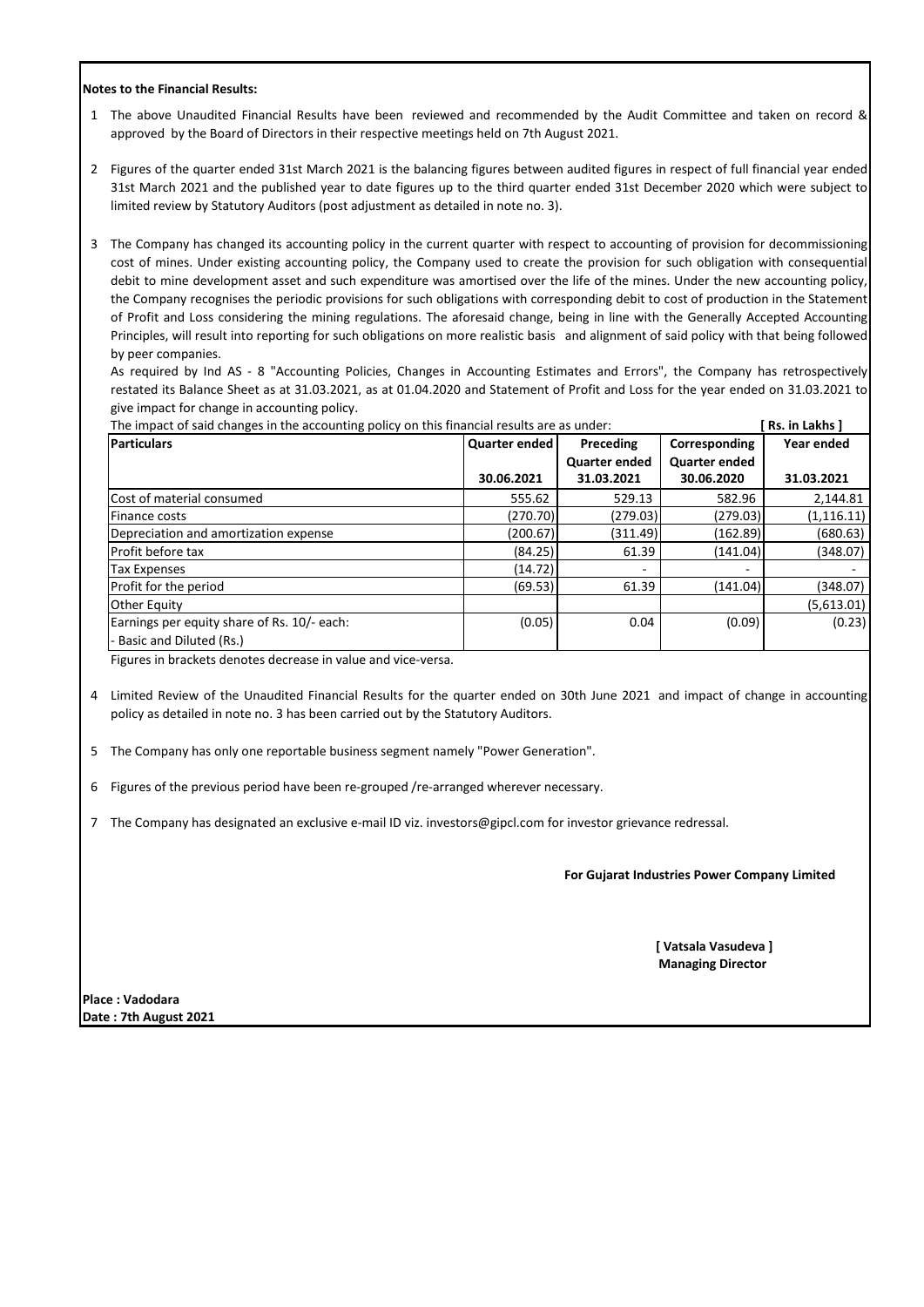**Notes to the Financial Results:**

1. The above Unaudited Financial Results have been reviewed and recommended by the Audit Committee and taken on record & approved by the Board of Directors in their respective meetings held on 7th August 2021.

2. Figures of the quarter ended 31st March 2021 is the balancing figures between audited figures in respect of full financial year ended 31st March 2021 and the published year to date figures up to the third quarter ended 31st December 2020 which were subject to limited review by Statutory Auditors (post adjustment as detailed in note no. 3).

3. The Company has changed its accounting policy in the current quarter with respect to accounting of provision for decommissioning cost of mines. Under existing accounting policy, the Company used to create the provision for such obligation with consequential debit to mine development asset and such expenditure was amortised over the life of the mines. Under the new accounting policy, the Company recognises the periodic provisions for such obligations with corresponding debit to cost of production in the Statement of Profit and Loss considering the mining regulations. The aforesaid change, being in line with the Generally Accepted Accounting Principles, will result into reporting for such obligations on more realistic basis and alignment of said policy with that being followed by peer companies.

   As required by Ind AS - 8 "Accounting Policies, Changes in Accounting Estimates and Errors", the Company has retrospectively restated its Balance Sheet as at 31.03.2021, as at 01.04.2020 and Statement of Profit and Loss for the year ended on 31.03.2021 to give impact for change in accounting policy.

   The impact of said changes in the accounting policy on this financial results are as under: [ Rs. in Lakhs ]

| Particulars | Quarter ended 30.06.2021 | Preceding Quarter ended 31.03.2021 | Corresponding Quarter ended 30.06.2020 | Year ended 31.03.2021 |
|---|---|---|---|---|
| Cost of material consumed | 555.62 | 529.13 | 582.96 | 2,144.81 |
| Finance costs | (270.70) | (279.03) | (279.03) | (1,116.11) |
| Depreciation and amortization expense | (200.67) | (311.49) | (162.89) | (680.63) |
| Profit before tax | (84.25) | 61.39 | (141.04) | (348.07) |
| Tax Expenses | (14.72) | - | - | - |
| Profit for the period | (69.53) | 61.39 | (141.04) | (348.07) |
| Other Equity | | | | (5,613.01) |
| Earnings per equity share of Rs. 10/- each: - Basic and Diluted (Rs.) | (0.05) | 0.04 | (0.09) | (0.23) |

   Figures in brackets denotes decrease in value and vice-versa.

4. Limited Review of the Unaudited Financial Results for the quarter ended on 30th June 2021 and impact of change in accounting policy as detailed in note no. 3 has been carried out by the Statutory Auditors.

5. The Company has only one reportable business segment namely "Power Generation".

6. Figures of the previous period have been re-grouped /re-arranged wherever necessary.

7. The Company has designated an exclusive e-mail ID viz. investors@gipcl.com for investor grievance redressal.

**For Gujarat Industries Power Company Limited**

**[ Vatsala Vasudeva ]**
**Managing Director**

**Place : Vadodara**
**Date : 7th August 2021**